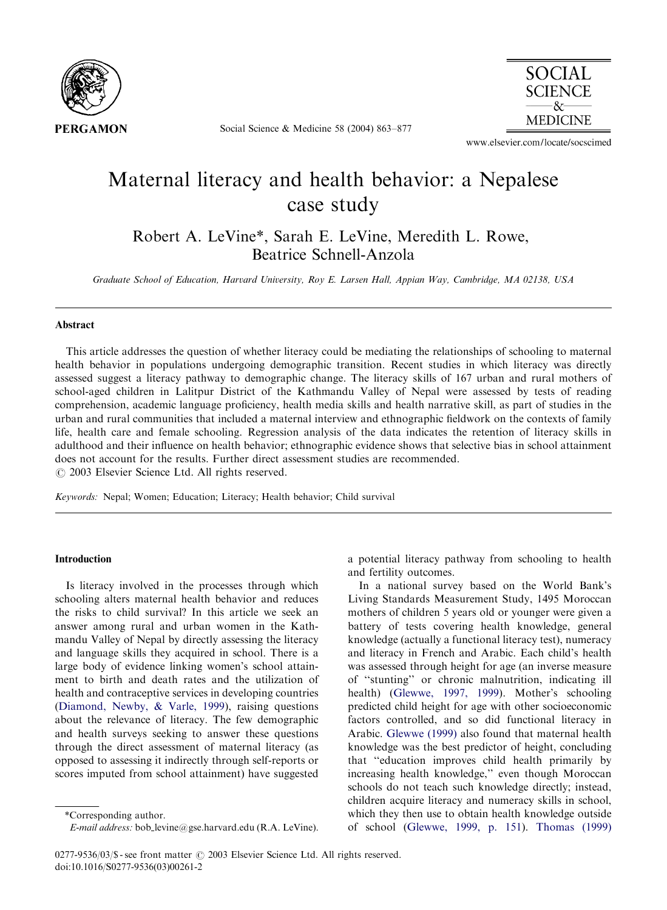# Maternal literacy and health behavior: a Nepalese case study

Robert A. LeVine*, Sarah E. LeVine, Meredith L. Rowe, Beatrice Schnell-Anzola

*Graduate School of Education, Harvard University, Roy E. Larsen Hall, Appian Way, Cambridge, MA 02138, USA*

## Abstract

This article addresses the question of whether literacy could be mediating the relationships of schooling to maternal health behavior in populations undergoing demographic transition. Recent studies in which literacy was directly assessed suggest a literacy pathway to demographic change. The literacy skills of 167 urban and rural mothers of school-aged children in Lalitpur District of the Kathmandu Valley of Nepal were assessed by tests of reading comprehension, academic language proficiency, health media skills and health narrative skill, as part of studies in the urban and rural communities that included a maternal interview and ethnographic fieldwork on the contexts of family life, health care and female schooling. Regression analysis of the data indicates the retention of literacy skills in adulthood and their influence on health behavior; ethnographic evidence shows that selective bias in school attainment does not account for the results. Further direct assessment studies are recommended.

© 2003 Elsevier Science Ltd. All rights reserved.

*Keywords:* Nepal; Women; Education; Literacy; Health behavior; Child survival

## Introduction

Is literacy involved in the processes through which schooling alters maternal health behavior and reduces the risks to child survival? In this article we seek an answer among rural and urban women in the Kathmandu Valley of Nepal by directly assessing the literacy and language skills they acquired in school. There is a large body of evidence linking women's school attainment to birth and death rates and the utilization of health and contraceptive services in developing countries (Diamond, Newby, & Varle, 1999), raising questions about the relevance of literacy. The few demographic and health surveys seeking to answer these questions through the direct assessment of maternal literacy (as opposed to assessing it indirectly through self-reports or scores imputed from school attainment) have suggested a potential literacy pathway from schooling to health and fertility outcomes.

In a national survey based on the World Bank's Living Standards Measurement Study, 1495 Moroccan mothers of children 5 years old or younger were given a battery of tests covering health knowledge, general knowledge (actually a functional literacy test), numeracy and literacy in French and Arabic. Each child's health was assessed through height for age (an inverse measure of "stunting" or chronic malnutrition, indicating ill health) (Glewwe, 1997, 1999). Mother's schooling predicted child height for age with other socioeconomic factors controlled, and so did functional literacy in Arabic. Glewwe (1999) also found that maternal health knowledge was the best predictor of height, concluding that "education improves child health primarily by increasing health knowledge," even though Moroccan schools do not teach such knowledge directly; instead, children acquire literacy and numeracy skills in school, which they then use to obtain health knowledge outside of school (Glewwe, 1999, p. 151). Thomas (1999)

*Corresponding author.
*E-mail address:* bob_levine@gse.harvard.edu (R.A. LeVine).

0277-9536/03/$ - see front matter © 2003 Elsevier Science Ltd. All rights reserved.
doi:10.1016/S0277-9536(03)00261-2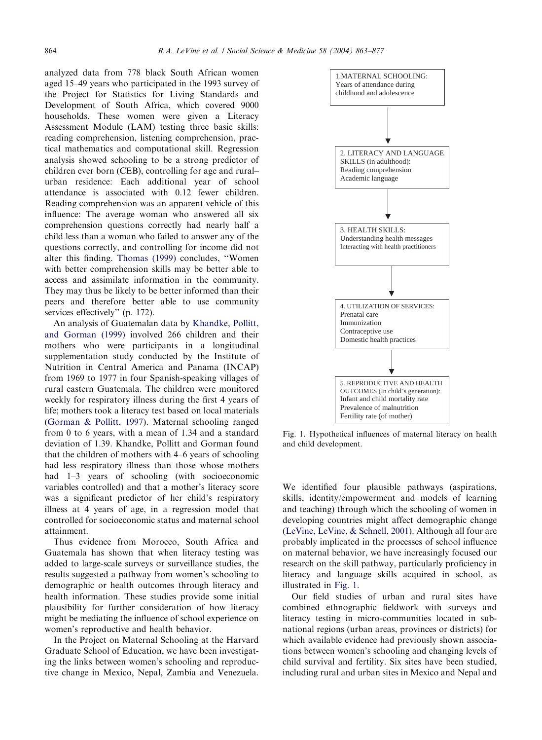analyzed data from 778 black South African women aged 15–49 years who participated in the 1993 survey of the Project for Statistics for Living Standards and Development of South Africa, which covered 9000 households. These women were given a Literacy Assessment Module (LAM) testing three basic skills: reading comprehension, listening comprehension, practical mathematics and computational skill. Regression analysis showed schooling to be a strong predictor of children ever born (CEB), controlling for age and rural–urban residence: Each additional year of school attendance is associated with 0.12 fewer children. Reading comprehension was an apparent vehicle of this influence: The average woman who answered all six comprehension questions correctly had nearly half a child less than a woman who failed to answer any of the questions correctly, and controlling for income did not alter this finding. Thomas (1999) concludes, "Women with better comprehension skills may be better able to access and assimilate information in the community. They may thus be likely to be better informed than their peers and therefore better able to use community services effectively" (p. 172).

An analysis of Guatemalan data by Khandke, Pollitt, and Gorman (1999) involved 266 children and their mothers who were participants in a longitudinal supplementation study conducted by the Institute of Nutrition in Central America and Panama (INCAP) from 1969 to 1977 in four Spanish-speaking villages of rural eastern Guatemala. The children were monitored weekly for respiratory illness during the first 4 years of life; mothers took a literacy test based on local materials (Gorman & Pollitt, 1997). Maternal schooling ranged from 0 to 6 years, with a mean of 1.34 and a standard deviation of 1.39. Khandke, Pollitt and Gorman found that the children of mothers with 4–6 years of schooling had less respiratory illness than those whose mothers had 1–3 years of schooling (with socioeconomic variables controlled) and that a mother's literacy score was a significant predictor of her child's respiratory illness at 4 years of age, in a regression model that controlled for socioeconomic status and maternal school attainment.

Thus evidence from Morocco, South Africa and Guatemala has shown that when literacy testing was added to large-scale surveys or surveillance studies, the results suggested a pathway from women's schooling to demographic or health outcomes through literacy and health information. These studies provide some initial plausibility for further consideration of how literacy might be mediating the influence of school experience on women's reproductive and health behavior.

In the Project on Maternal Schooling at the Harvard Graduate School of Education, we have been investigating the links between women's schooling and reproductive change in Mexico, Nepal, Zambia and Venezuela.

1. MATERNAL SCHOOLING: Years of attendance during childhood and adolescence

↓

2. LITERACY AND LANGUAGE SKILLS (in adulthood): Reading comprehension, Academic language

↓

3. HEALTH SKILLS: Understanding health messages, Interacting with health practitioners

↓

4. UTILIZATION OF SERVICES: Prenatal care, Immunization, Contraceptive use, Domestic health practices

↓

5. REPRODUCTIVE AND HEALTH OUTCOMES (In child's generation): Infant and child mortality rate, Prevalence of malnutrition, Fertility rate (of mother)

Fig. 1. Hypothetical influences of maternal literacy on health and child development.

We identified four plausible pathways (aspirations, skills, identity/empowerment and models of learning and teaching) through which the schooling of women in developing countries might affect demographic change (LeVine, LeVine, & Schnell, 2001). Although all four are probably implicated in the processes of school influence on maternal behavior, we have increasingly focused our research on the skill pathway, particularly proficiency in literacy and language skills acquired in school, as illustrated in Fig. 1.

Our field studies of urban and rural sites have combined ethnographic fieldwork with surveys and literacy testing in micro-communities located in sub-national regions (urban areas, provinces or districts) for which available evidence had previously shown associations between women's schooling and changing levels of child survival and fertility. Six sites have been studied, including rural and urban sites in Mexico and Nepal and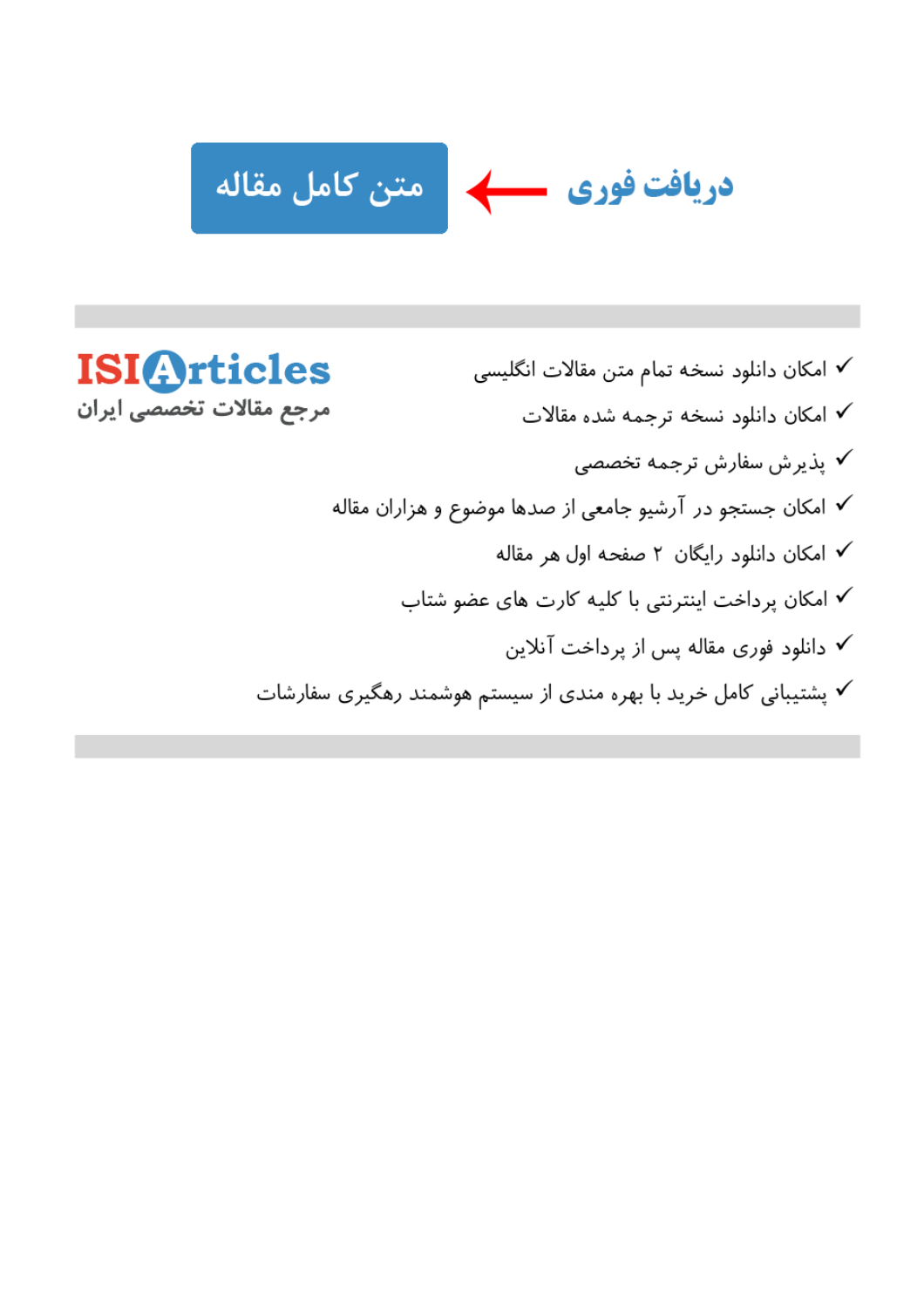دریافت فوری ← متن کامل مقاله

**ISIArticles**
مرجع مقالات تخصصی ایران

- ✓ امکان دانلود نسخه تمام متن مقالات انگلیسی
- ✓ امکان دانلود نسخه ترجمه شده مقالات
- ✓ پذیرش سفارش ترجمه تخصصی
- ✓ امکان جستجو در آرشیو جامعی از صدها موضوع و هزاران مقاله
- ✓ امکان دانلود رایگان ۲ صفحه اول هر مقاله
- ✓ امکان پرداخت اینترنتی با کلیه کارت های عضو شتاب
- ✓ دانلود فوری مقاله پس از پرداخت آنلاین
- ✓ پشتیبانی کامل خرید با بهره مندی از سیستم هوشمند رهگیری سفارشات